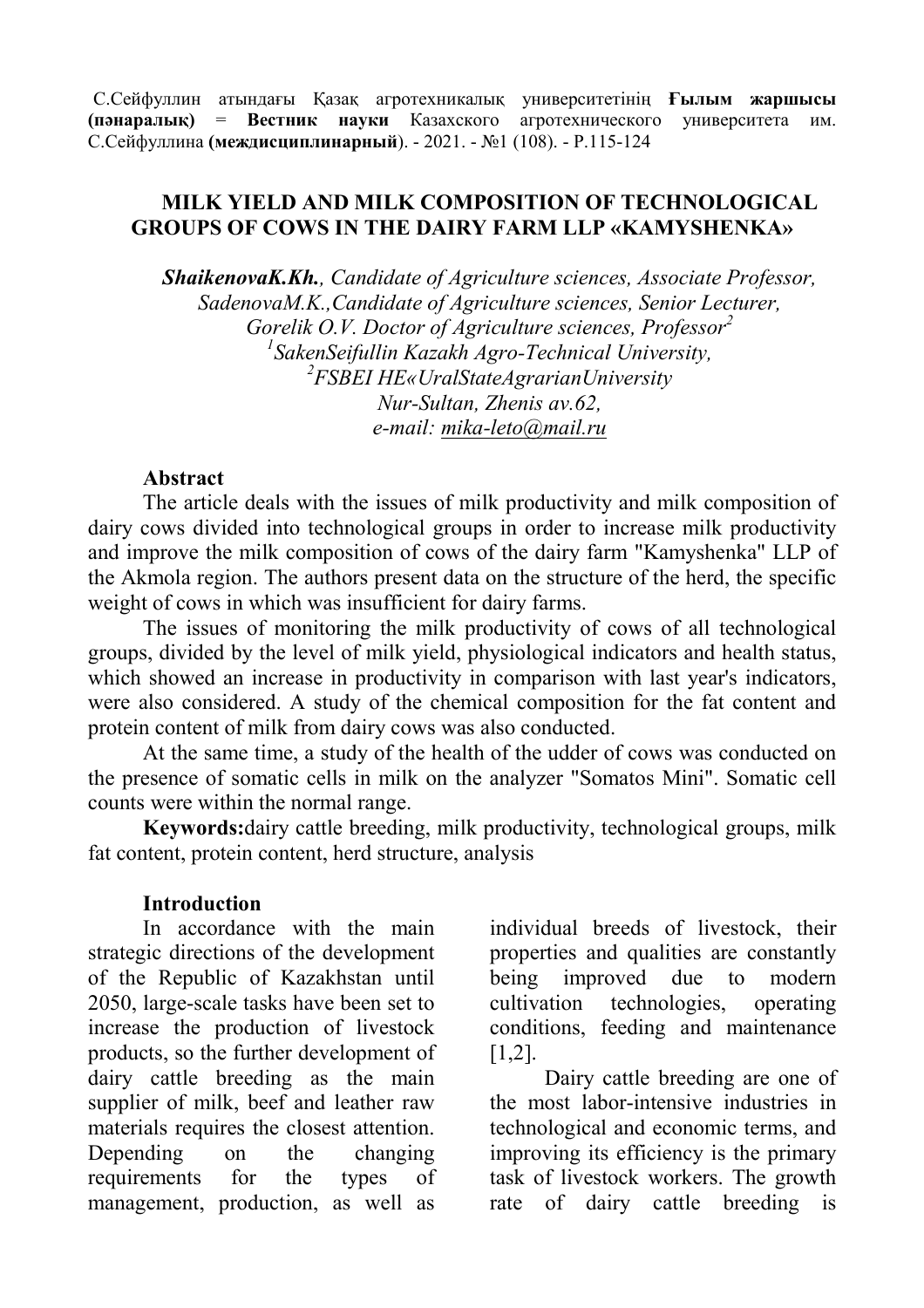С.Сейфуллин атындағы Қазақ агротехникалық университетінің **Ғылым жаршысы (пәнаралық)** = **Вестник науки** Казахского агротехнического университета им. С.Сейфуллина **(междисциплинарный)**. - 2021. - №1 (108). - Р.115-124

# MILK YIELD AND MILK COMPOSITION OF TECHNOLOGICAL GROUPS OF COWS IN THE DAIRY FARM LLP «KAMYSHENKA»

***ShaikenovaK.Kh.**, Candidate of Agriculture sciences, Associate Professor,*
*SadenovaM.K.,Candidate of Agriculture sciences, Senior Lecturer,*
*Gorelik O.V. Doctor of Agriculture sciences, Professor[2]*
*[1]SakenSeifullin Kazakh Agro-Technical University,*
*[2]FSBEI HE«UralStateAgrarianUniversity*
*Nur-Sultan, Zhenis av.62,*
*e-mail: mika-leto@mail.ru*

**Abstract**

The article deals with the issues of milk productivity and milk composition of dairy cows divided into technological groups in order to increase milk productivity and improve the milk composition of cows of the dairy farm "Kamyshenka" LLP of the Akmola region. The authors present data on the structure of the herd, the specific weight of cows in which was insufficient for dairy farms.

The issues of monitoring the milk productivity of cows of all technological groups, divided by the level of milk yield, physiological indicators and health status, which showed an increase in productivity in comparison with last year's indicators, were also considered. A study of the chemical composition for the fat content and protein content of milk from dairy cows was also conducted.

At the same time, a study of the health of the udder of cows was conducted on the presence of somatic cells in milk on the analyzer "Somatos Mini". Somatic cell counts were within the normal range.

**Keywords:**dairy cattle breeding, milk productivity, technological groups, milk fat content, protein content, herd structure, analysis

**Introduction**

In accordance with the main strategic directions of the development of the Republic of Kazakhstan until 2050, large-scale tasks have been set to increase the production of livestock products, so the further development of dairy cattle breeding as the main supplier of milk, beef and leather raw materials requires the closest attention. Depending on the changing requirements for the types of management, production, as well as individual breeds of livestock, their properties and qualities are constantly being improved due to modern cultivation technologies, operating conditions, feeding and maintenance [1,2].

Dairy cattle breeding are one of the most labor-intensive industries in technological and economic terms, and improving its efficiency is the primary task of livestock workers. The growth rate of dairy cattle breeding is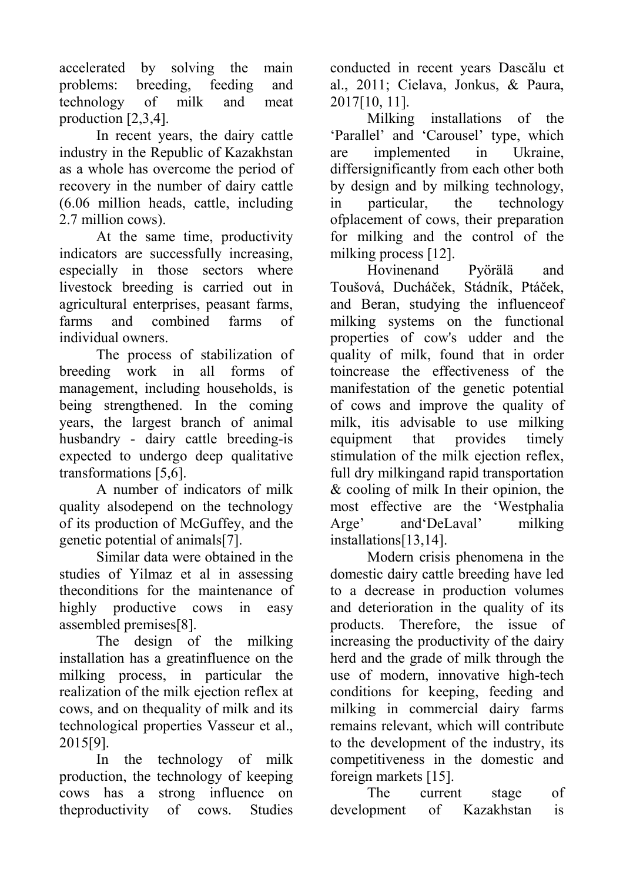accelerated by solving the main problems: breeding, feeding and technology of milk and meat production [2,3,4].

In recent years, the dairy cattle industry in the Republic of Kazakhstan as a whole has overcome the period of recovery in the number of dairy cattle (6.06 million heads, cattle, including 2.7 million cows).

At the same time, productivity indicators are successfully increasing, especially in those sectors where livestock breeding is carried out in agricultural enterprises, peasant farms, farms and combined farms of individual owners.

The process of stabilization of breeding work in all forms of management, including households, is being strengthened. In the coming years, the largest branch of animal husbandry - dairy cattle breeding-is expected to undergo deep qualitative transformations [5,6].

A number of indicators of milk quality alsodepend on the technology of its production of McGuffey, and the genetic potential of animals[7].

Similar data were obtained in the studies of Yilmaz et al in assessing theconditions for the maintenance of highly productive cows in easy assembled premises[8].

The design of the milking installation has a greatinfluence on the milking process, in particular the realization of the milk ejection reflex at cows, and on thequality of milk and its technological properties Vasseur et al., 2015[9].

In the technology of milk production, the technology of keeping cows has a strong influence on theproductivity of cows. Studies conducted in recent years Dascălu et al., 2011; Cielava, Jonkus, & Paura, 2017[10, 11].

Milking installations of the 'Parallel' and 'Carousel' type, which are implemented in Ukraine, differsignificantly from each other both by design and by milking technology, in particular, the technology ofplacement of cows, their preparation for milking and the control of the milking process [12].

Hovinenand Pyörälä and Toušová, Ducháček, Stádník, Ptáček, and Beran, studying the influenceof milking systems on the functional properties of cow's udder and the quality of milk, found that in order toincrease the effectiveness of the manifestation of the genetic potential of cows and improve the quality of milk, itis advisable to use milking equipment that provides timely stimulation of the milk ejection reflex, full dry milkingand rapid transportation & cooling of milk In their opinion, the most effective are the 'Westphalia Arge' and'DeLaval' milking installations[13,14].

Modern crisis phenomena in the domestic dairy cattle breeding have led to a decrease in production volumes and deterioration in the quality of its products. Therefore, the issue of increasing the productivity of the dairy herd and the grade of milk through the use of modern, innovative high-tech conditions for keeping, feeding and milking in commercial dairy farms remains relevant, which will contribute to the development of the industry, its competitiveness in the domestic and foreign markets [15].

The current stage of development of Kazakhstan is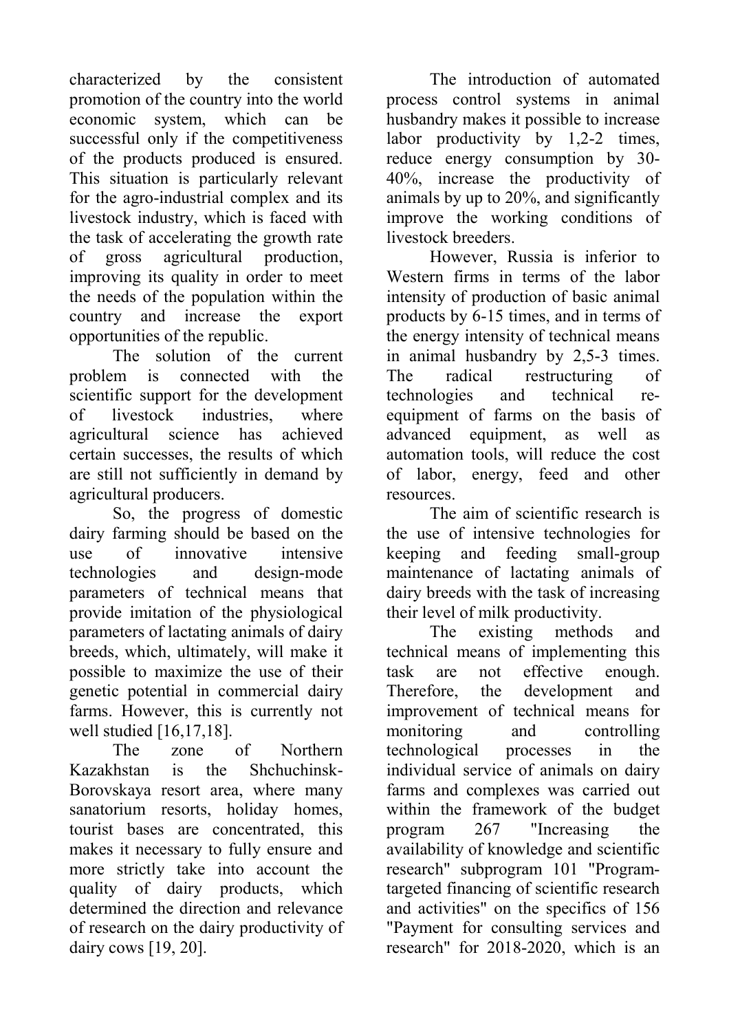characterized by the consistent promotion of the country into the world economic system, which can be successful only if the competitiveness of the products produced is ensured. This situation is particularly relevant for the agro-industrial complex and its livestock industry, which is faced with the task of accelerating the growth rate of gross agricultural production, improving its quality in order to meet the needs of the population within the country and increase the export opportunities of the republic.

The solution of the current problem is connected with the scientific support for the development of livestock industries, where agricultural science has achieved certain successes, the results of which are still not sufficiently in demand by agricultural producers.

So, the progress of domestic dairy farming should be based on the use of innovative intensive technologies and design-mode parameters of technical means that provide imitation of the physiological parameters of lactating animals of dairy breeds, which, ultimately, will make it possible to maximize the use of their genetic potential in commercial dairy farms. However, this is currently not well studied [16,17,18].

The zone of Northern Kazakhstan is the Shchuchinsk-Borovskaya resort area, where many sanatorium resorts, holiday homes, tourist bases are concentrated, this makes it necessary to fully ensure and more strictly take into account the quality of dairy products, which determined the direction and relevance of research on the dairy productivity of dairy cows [19, 20].

The introduction of automated process control systems in animal husbandry makes it possible to increase labor productivity by 1,2-2 times, reduce energy consumption by 30-40%, increase the productivity of animals by up to 20%, and significantly improve the working conditions of livestock breeders.

However, Russia is inferior to Western firms in terms of the labor intensity of production of basic animal products by 6-15 times, and in terms of the energy intensity of technical means in animal husbandry by 2,5-3 times. The radical restructuring of technologies and technical re-equipment of farms on the basis of advanced equipment, as well as automation tools, will reduce the cost of labor, energy, feed and other resources.

The aim of scientific research is the use of intensive technologies for keeping and feeding small-group maintenance of lactating animals of dairy breeds with the task of increasing their level of milk productivity.

The existing methods and technical means of implementing this task are not effective enough. Therefore, the development and improvement of technical means for monitoring and controlling technological processes in the individual service of animals on dairy farms and complexes was carried out within the framework of the budget program 267 "Increasing the availability of knowledge and scientific research" subprogram 101 "Program-targeted financing of scientific research and activities" on the specifics of 156 "Payment for consulting services and research" for 2018-2020, which is an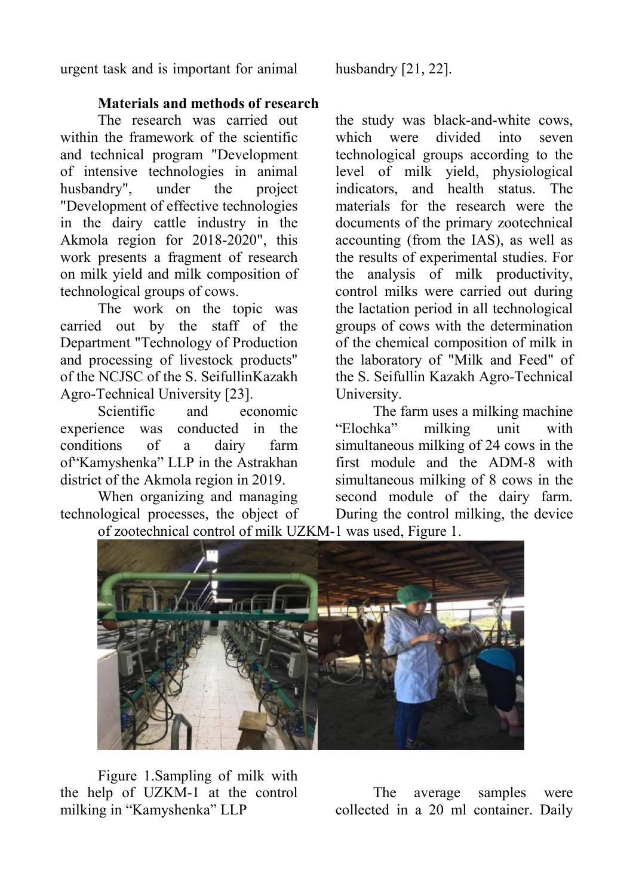urgent task and is important for animal husbandry [21, 22].

## Materials and methods of research

The research was carried out within the framework of the scientific and technical program "Development of intensive technologies in animal husbandry", under the project "Development of effective technologies in the dairy cattle industry in the Akmola region for 2018-2020", this work presents a fragment of research on milk yield and milk composition of technological groups of cows.

The work on the topic was carried out by the staff of the Department "Technology of Production and processing of livestock products" of the NCJSC of the S. SeifullinKazakh Agro-Technical University [23].

Scientific and economic experience was conducted in the conditions of a dairy farm of"Kamyshenka" LLP in the Astrakhan district of the Akmola region in 2019.

When organizing and managing technological processes, the object of the study was black-and-white cows, which were divided into seven technological groups according to the level of milk yield, physiological indicators, and health status. The materials for the research were the documents of the primary zootechnical accounting (from the IAS), as well as the results of experimental studies. For the analysis of milk productivity, control milks were carried out during the lactation period in all technological groups of cows with the determination of the chemical composition of milk in the laboratory of "Milk and Feed" of the S. Seifullin Kazakh Agro-Technical University.

The farm uses a milking machine "Elochka" milking unit with simultaneous milking of 24 cows in the first module and the ADM-8 with simultaneous milking of 8 cows in the second module of the dairy farm. During the control milking, the device of zootechnical control of milk UZKM-1 was used, Figure 1.

Figure 1.Sampling of milk with the help of UZKM-1 at the control milking in "Kamyshenka" LLP

The average samples were collected in a 20 ml container. Daily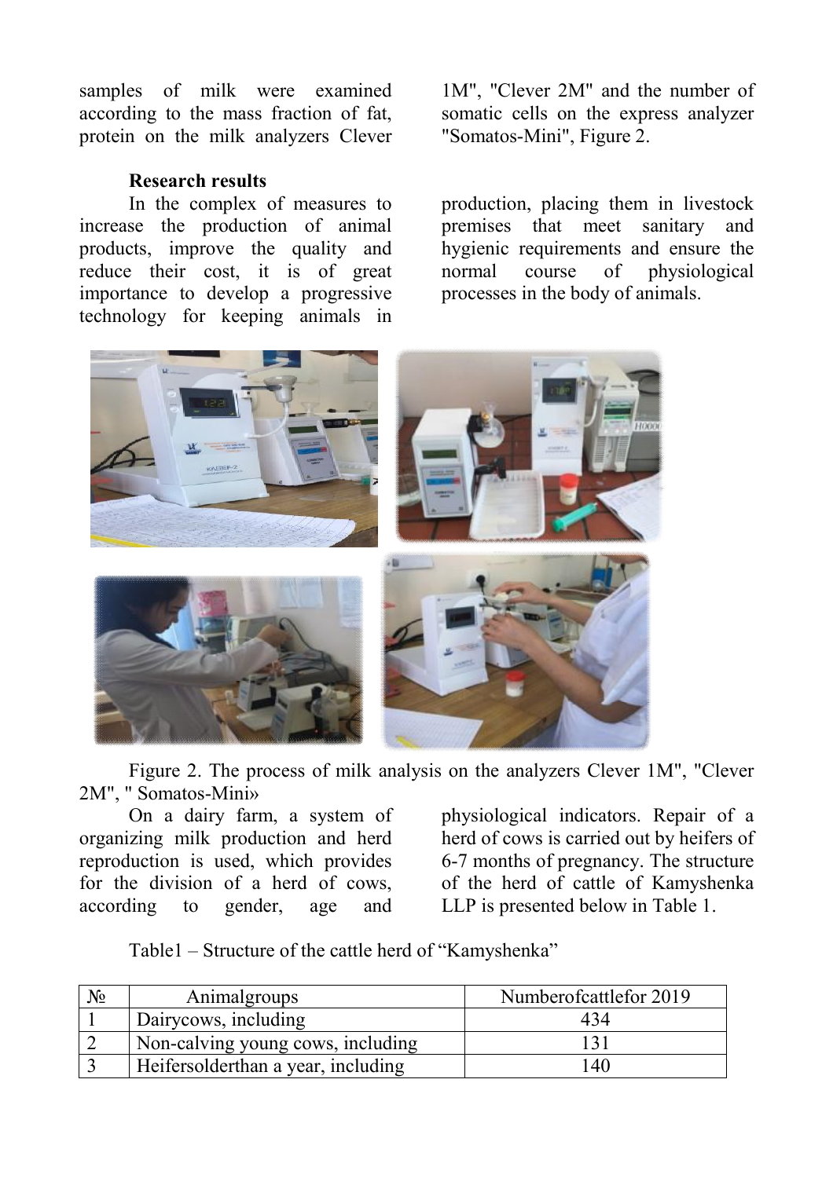samples of milk were examined according to the mass fraction of fat, protein on the milk analyzers Clever 1M", "Clever 2M" and the number of somatic cells on the express analyzer "Somatos-Mini", Figure 2.

**Research results**

In the complex of measures to increase the production of animal products, improve the quality and reduce their cost, it is of great importance to develop a progressive technology for keeping animals in production, placing them in livestock premises that meet sanitary and hygienic requirements and ensure the normal course of physiological processes in the body of animals.

Figure 2. The process of milk analysis on the analyzers Clever 1M", "Clever 2M", " Somatos-Mini»

On a dairy farm, a system of organizing milk production and herd reproduction is used, which provides for the division of a herd of cows, according to gender, age and physiological indicators. Repair of a herd of cows is carried out by heifers of 6-7 months of pregnancy. The structure of the herd of cattle of Kamyshenka LLP is presented below in Table 1.

Table1 – Structure of the cattle herd of "Kamyshenka"

| № | Animalgroups | Numberofcattlefor 2019 |
|---|---|---|
| 1 | Dairycows, including | 434 |
| 2 | Non-calving young cows, including | 131 |
| 3 | Heifersolderthan a year, including | 140 |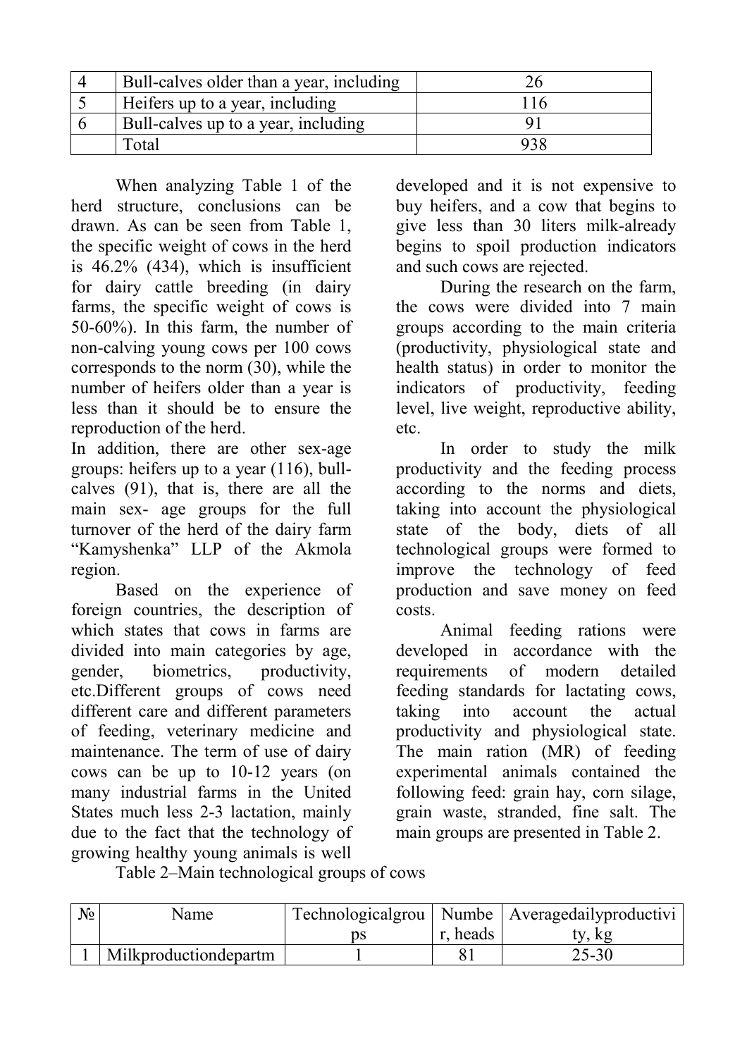| 4 | Bull-calves older than a year, including | 26 |
|---|---|---|
| 5 | Heifers up to a year, including | 116 |
| 6 | Bull-calves up to a year, including | 91 |
| | Total | 938 |

When analyzing Table 1 of the herd structure, conclusions can be drawn. As can be seen from Table 1, the specific weight of cows in the herd is 46.2% (434), which is insufficient for dairy cattle breeding (in dairy farms, the specific weight of cows is 50-60%). In this farm, the number of non-calving young cows per 100 cows corresponds to the norm (30), while the number of heifers older than a year is less than it should be to ensure the reproduction of the herd.
In addition, there are other sex-age groups: heifers up to a year (116), bull-calves (91), that is, there are all the main sex- age groups for the full turnover of the herd of the dairy farm "Kamyshenka" LLP of the Akmola region.

Based on the experience of foreign countries, the description of which states that cows in farms are divided into main categories by age, gender, biometrics, productivity, etc.Different groups of cows need different care and different parameters of feeding, veterinary medicine and maintenance. The term of use of dairy cows can be up to 10-12 years (on many industrial farms in the United States much less 2-3 lactation, mainly due to the fact that the technology of growing healthy young animals is well developed and it is not expensive to buy heifers, and a cow that begins to give less than 30 liters milk-already begins to spoil production indicators and such cows are rejected.

During the research on the farm, the cows were divided into 7 main groups according to the main criteria (productivity, physiological state and health status) in order to monitor the indicators of productivity, feeding level, live weight, reproductive ability, etc.

In order to study the milk productivity and the feeding process according to the norms and diets, taking into account the physiological state of the body, diets of all technological groups were formed to improve the technology of feed production and save money on feed costs.

Animal feeding rations were developed in accordance with the requirements of modern detailed feeding standards for lactating cows, taking into account the actual productivity and physiological state. The main ration (MR) of feeding experimental animals contained the following feed: grain hay, corn silage, grain waste, stranded, fine salt. The main groups are presented in Table 2.

Table 2–Main technological groups of cows

| № | Name | Technologicalgroups | Number, heads | Averagedailyproductivity, kg |
|---|---|---|---|---|
| 1 | Milkproductiondepartm | 1 | 81 | 25-30 |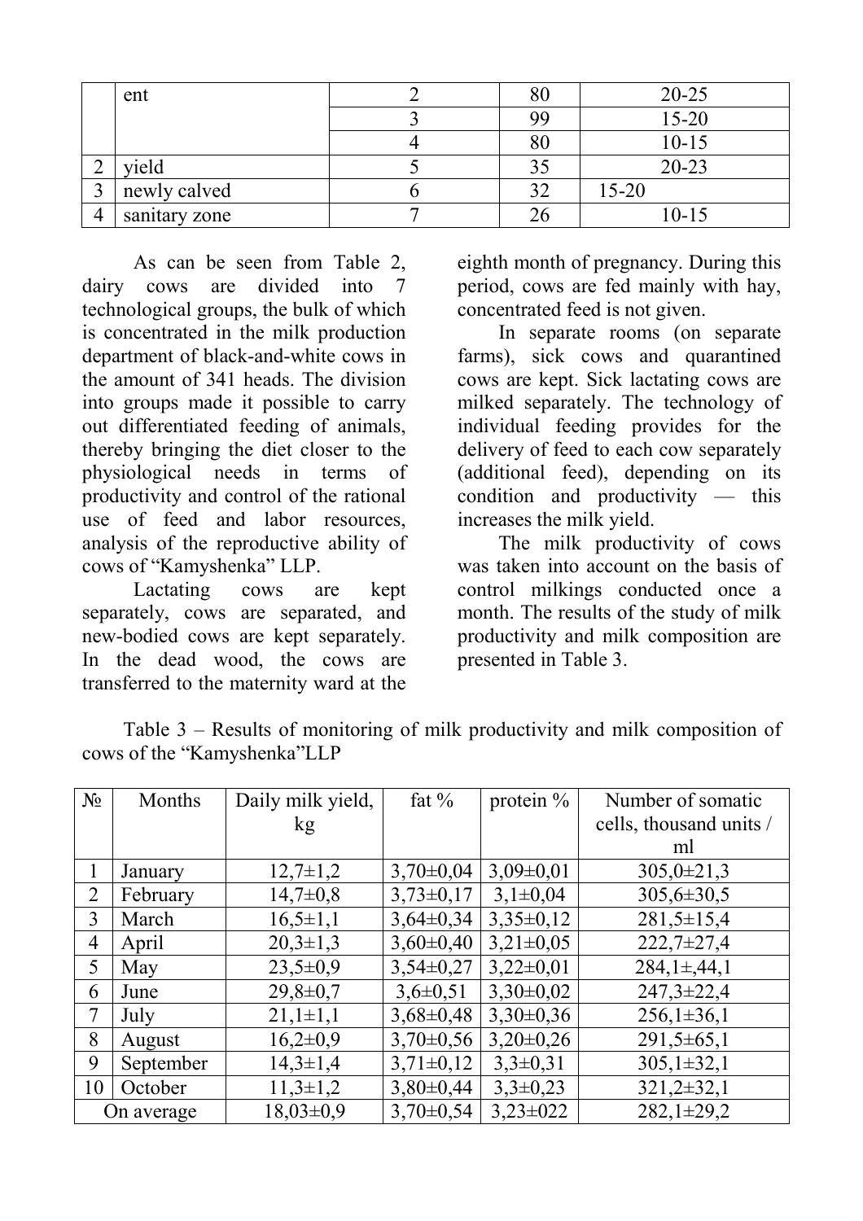| | ent | 2 | 80 | 20-25 |
|---|---|---|---|---|
| | | 3 | 99 | 15-20 |
| | | 4 | 80 | 10-15 |
| 2 | yield | 5 | 35 | 20-23 |
| 3 | newly calved | 6 | 32 | 15-20 |
| 4 | sanitary zone | 7 | 26 | 10-15 |

As can be seen from Table 2, dairy cows are divided into 7 technological groups, the bulk of which is concentrated in the milk production department of black-and-white cows in the amount of 341 heads. The division into groups made it possible to carry out differentiated feeding of animals, thereby bringing the diet closer to the physiological needs in terms of productivity and control of the rational use of feed and labor resources, analysis of the reproductive ability of cows of "Kamyshenka" LLP.

Lactating cows are kept separately, cows are separated, and new-bodied cows are kept separately. In the dead wood, the cows are transferred to the maternity ward at the eighth month of pregnancy. During this period, cows are fed mainly with hay, concentrated feed is not given.

In separate rooms (on separate farms), sick cows and quarantined cows are kept. Sick lactating cows are milked separately. The technology of individual feeding provides for the delivery of feed to each cow separately (additional feed), depending on its condition and productivity — this increases the milk yield.

The milk productivity of cows was taken into account on the basis of control milkings conducted once a month. The results of the study of milk productivity and milk composition are presented in Table 3.

Table 3 – Results of monitoring of milk productivity and milk composition of cows of the "Kamyshenka"LLP

| № | Months | Daily milk yield, kg | fat % | protein % | Number of somatic cells, thousand units / ml |
|---|---|---|---|---|---|
| 1 | January | 12,7±1,2 | 3,70±0,04 | 3,09±0,01 | 305,0±21,3 |
| 2 | February | 14,7±0,8 | 3,73±0,17 | 3,1±0,04 | 305,6±30,5 |
| 3 | March | 16,5±1,1 | 3,64±0,34 | 3,35±0,12 | 281,5±15,4 |
| 4 | April | 20,3±1,3 | 3,60±0,40 | 3,21±0,05 | 222,7±27,4 |
| 5 | May | 23,5±0,9 | 3,54±0,27 | 3,22±0,01 | 284,1±,44,1 |
| 6 | June | 29,8±0,7 | 3,6±0,51 | 3,30±0,02 | 247,3±22,4 |
| 7 | July | 21,1±1,1 | 3,68±0,48 | 3,30±0,36 | 256,1±36,1 |
| 8 | August | 16,2±0,9 | 3,70±0,56 | 3,20±0,26 | 291,5±65,1 |
| 9 | September | 14,3±1,4 | 3,71±0,12 | 3,3±0,31 | 305,1±32,1 |
| 10 | October | 11,3±1,2 | 3,80±0,44 | 3,3±0,23 | 321,2±32,1 |
| On average | | 18,03±0,9 | 3,70±0,54 | 3,23±022 | 282,1±29,2 |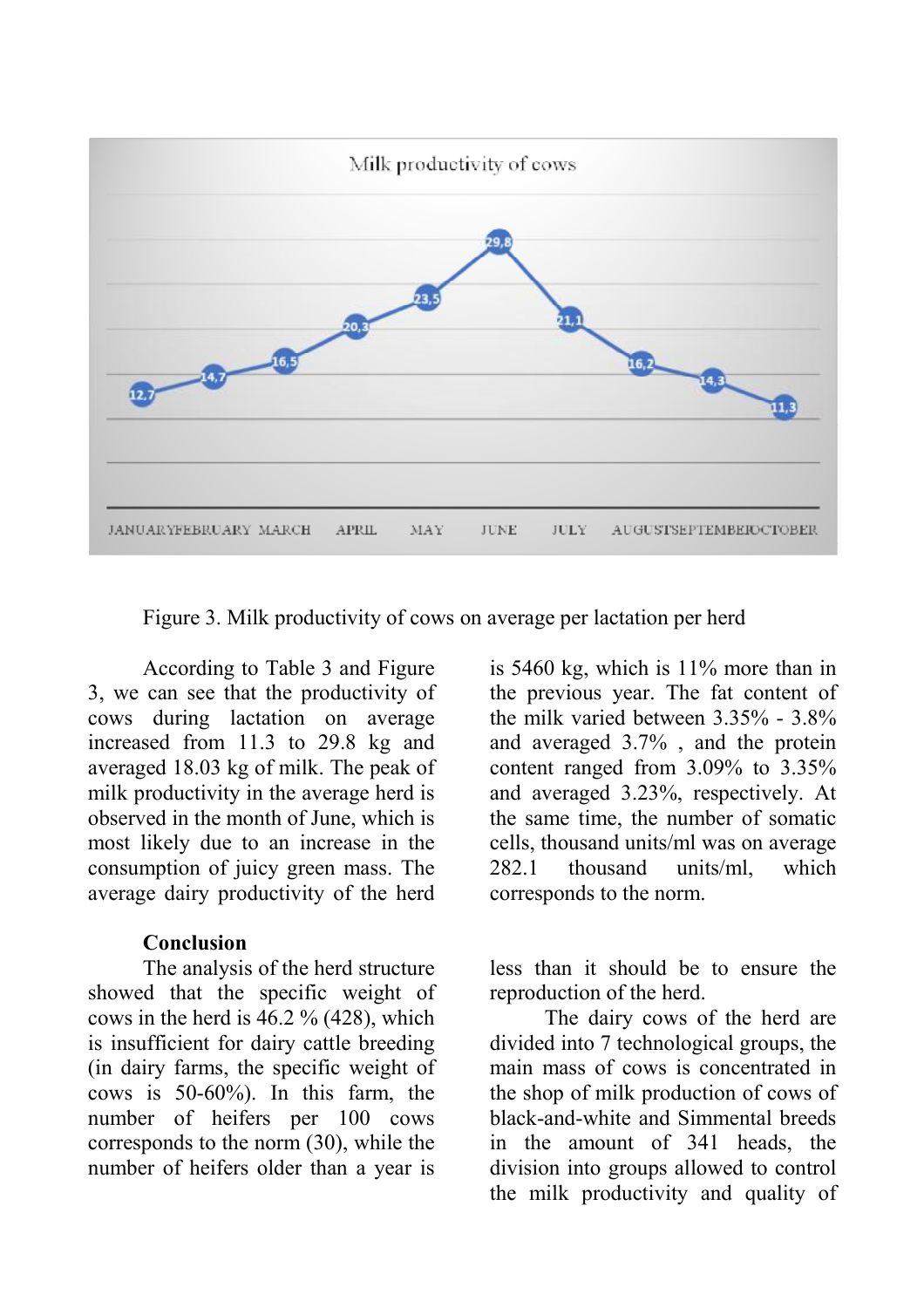Figure 3. Milk productivity of cows on average per lactation per herd

According to Table 3 and Figure 3, we can see that the productivity of cows during lactation on average increased from 11.3 to 29.8 kg and averaged 18.03 kg of milk. The peak of milk productivity in the average herd is observed in the month of June, which is most likely due to an increase in the consumption of juicy green mass. The average dairy productivity of the herd is 5460 kg, which is 11% more than in the previous year. The fat content of the milk varied between 3.35% - 3.8% and averaged 3.7% , and the protein content ranged from 3.09% to 3.35% and averaged 3.23%, respectively. At the same time, the number of somatic cells, thousand units/ml was on average 282.1 thousand units/ml, which corresponds to the norm.

**Conclusion**

The analysis of the herd structure showed that the specific weight of cows in the herd is 46.2 % (428), which is insufficient for dairy cattle breeding (in dairy farms, the specific weight of cows is 50-60%). In this farm, the number of heifers per 100 cows corresponds to the norm (30), while the number of heifers older than a year is less than it should be to ensure the reproduction of the herd.

The dairy cows of the herd are divided into 7 technological groups, the main mass of cows is concentrated in the shop of milk production of cows of black-and-white and Simmental breeds in the amount of 341 heads, the division into groups allowed to control the milk productivity and quality of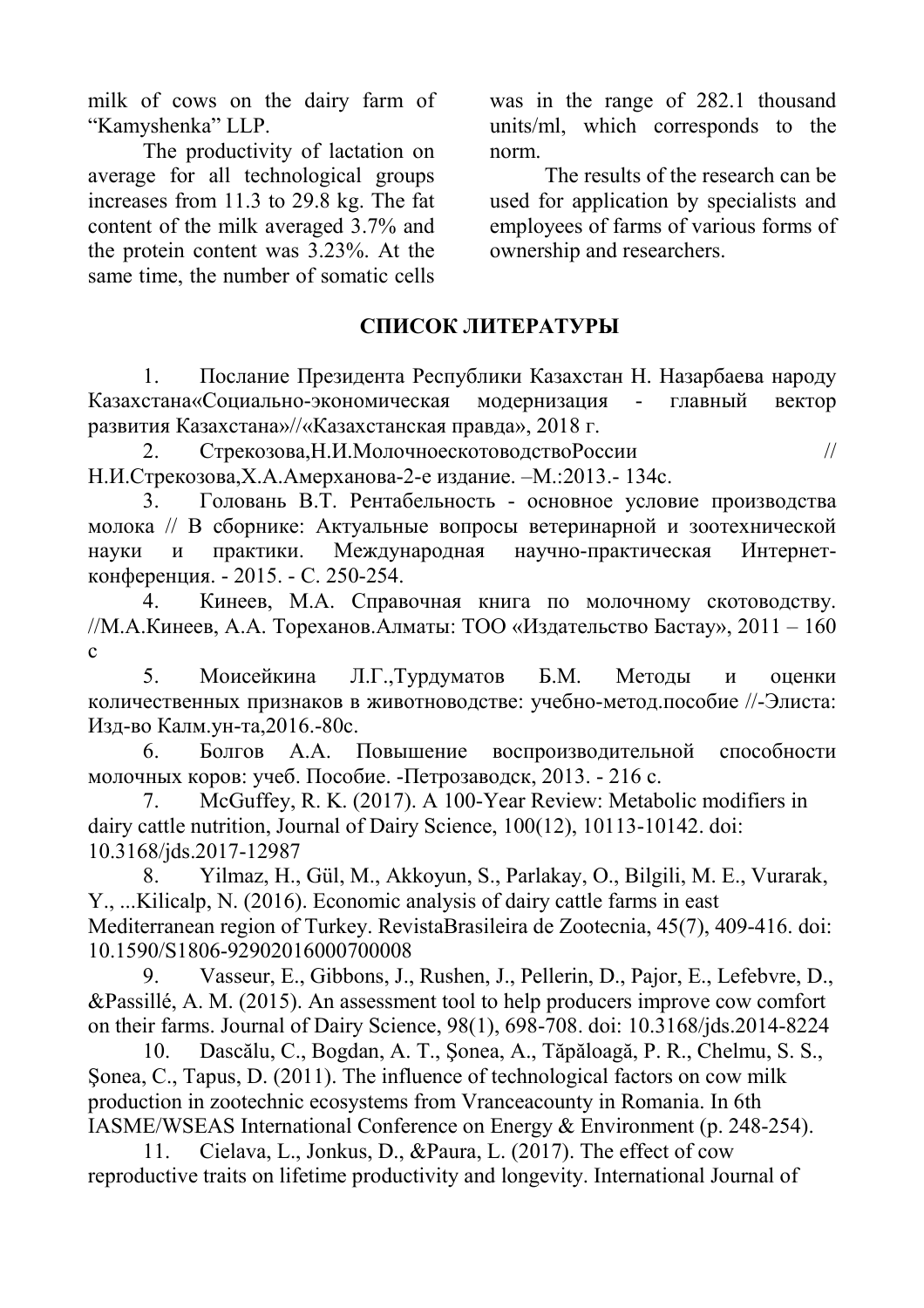milk of cows on the dairy farm of "Kamyshenka" LLP.

The productivity of lactation on average for all technological groups increases from 11.3 to 29.8 kg. The fat content of the milk averaged 3.7% and the protein content was 3.23%. At the same time, the number of somatic cells was in the range of 282.1 thousand units/ml, which corresponds to the norm.

The results of the research can be used for application by specialists and employees of farms of various forms of ownership and researchers.

## СПИСОК ЛИТЕРАТУРЫ

1. Послание Президента Республики Казахстан Н. Назарбаева народу Казахстана«Социально-экономическая модернизация - главный вектор развития Казахстана»//«Казахстанская правда», 2018 г.
2. Стрекозова,Н.И.МолочноескотоводствоРоссии // Н.И.Стрекозова,Х.А.Амерханова-2-е издание. –М.:2013.- 134с.
3. Головань В.Т. Рентабельность - основное условие производства молока // В сборнике: Актуальные вопросы ветеринарной и зоотехнической науки и практики. Международная научно-практическая Интернет-конференция. - 2015. - С. 250-254.
4. Кинеев, М.А. Справочная книга по молочному скотоводству. //М.А.Кинеев, А.А. Тореханов.Алматы: ТОО «Издательство Бастау», 2011 – 160 с
5. Моисейкина Л.Г.,Турдуматов Б.М. Методы и оценки количественных признаков в животноводстве: учебно-метод.пособие //-Элиста: Изд-во Калм.ун-та,2016.-80с.
6. Болгов А.А. Повышение воспроизводительной способности молочных коров: учеб. Пособие. -Петрозаводск, 2013. - 216 с.
7. McGuffey, R. K. (2017). A 100-Year Review: Metabolic modifiers in dairy cattle nutrition, Journal of Dairy Science, 100(12), 10113-10142. doi: 10.3168/jds.2017-12987
8. Yilmaz, H., Gül, M., Akkoyun, S., Parlakay, O., Bilgili, M. E., Vurarak, Y., ...Kilicalp, N. (2016). Economic analysis of dairy cattle farms in east Mediterranean region of Turkey. RevistaBrasileira de Zootecnia, 45(7), 409-416. doi: 10.1590/S1806-92902016000700008
9. Vasseur, E., Gibbons, J., Rushen, J., Pellerin, D., Pajor, E., Lefebvre, D., &Passillé, A. M. (2015). An assessment tool to help producers improve cow comfort on their farms. Journal of Dairy Science, 98(1), 698-708. doi: 10.3168/jds.2014-8224
10. Dascălu, C., Bogdan, A. T., Şonea, A., Tăpăloagă, P. R., Chelmu, S. S., Șonea, C., Tapus, D. (2011). The influence of technological factors on cow milk production in zootechnic ecosystems from Vranceacounty in Romania. In 6th IASME/WSEAS International Conference on Energy & Environment (p. 248-254).
11. Cielava, L., Jonkus, D., &Paura, L. (2017). The effect of cow reproductive traits on lifetime productivity and longevity. International Journal of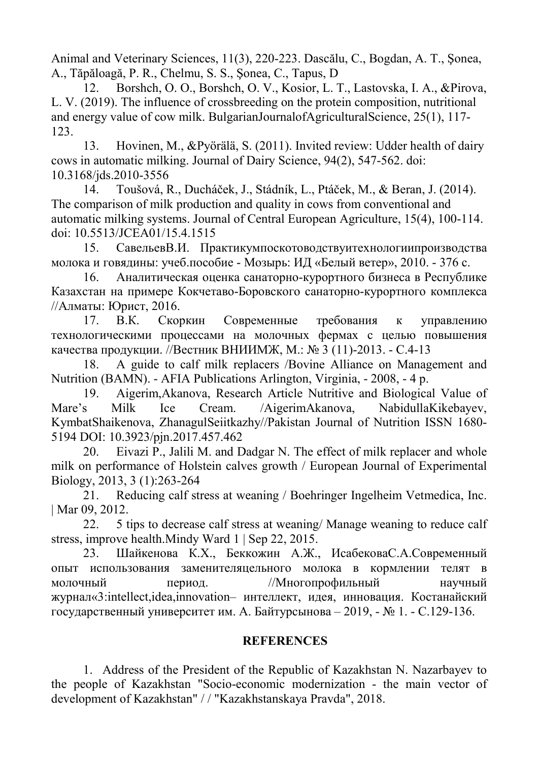Animal and Veterinary Sciences, 11(3), 220-223. Dascălu, C., Bogdan, A. T., Şonea, A., Tăpăloagă, P. R., Chelmu, S. S., Şonea, C., Tapus, D

12. Borshch, O. O., Borshch, O. V., Kosior, L. T., Lastovska, I. A., &Pirova, L. V. (2019). The influence of crossbreeding on the protein composition, nutritional and energy value of cow milk. BulgarianJournalofAgriculturalScience, 25(1), 117-123.

13. Hovinen, M., &Pyörälä, S. (2011). Invited review: Udder health of dairy cows in automatic milking. Journal of Dairy Science, 94(2), 547-562. doi: 10.3168/jds.2010-3556

14. Toušová, R., Ducháček, J., Stádník, L., Ptáček, M., & Beran, J. (2014). The comparison of milk production and quality in cows from conventional and automatic milking systems. Journal of Central European Agriculture, 15(4), 100-114. doi: 10.5513/JCEA01/15.4.1515

15. СавельевВ.И. Практикумпоскотоводствуитехнологиипроизводства молока и говядины: учеб.пособие - Мозырь: ИД «Белый ветер», 2010. - 376 с.

16. Аналитическая оценка санаторно-курортного бизнеса в Республике Казахстан на примере Кокчетаво-Боровского санаторно-курортного комплекса //Алматы: Юрист, 2016.

17. В.К. Скоркин Современные требования к управлению технологическими процессами на молочных фермах с целью повышения качества продукции. //Вестник ВНИИМЖ, М.: № 3 (11)-2013. - С.4-13

18. A guide to calf milk replacers /Bovine Alliance on Management and Nutrition (BAMN). - AFIA Publications Arlington, Virginia, - 2008, - 4 p.

19. Aigerim,Akanova, Research Article Nutritive and Biological Value of Mare's Milk Ice Cream. /AigerimAkanova, NabidullaKikebayev, KymbatShaikenova, ZhanagulSeiitkazhy//Pakistan Journal of Nutrition ISSN 1680-5194 DOI: 10.3923/pjn.2017.457.462

20. Eivazi P., Jalili M. and Dadgar N. The effect of milk replacer and whole milk on performance of Holstein calves growth / European Journal of Experimental Biology, 2013, 3 (1):263-264

21. Reducing calf stress at weaning / Boehringer Ingelheim Vetmedica, Inc. | Mar 09, 2012.

22. 5 tips to decrease calf stress at weaning/ Manage weaning to reduce calf stress, improve health.Mindy Ward 1 | Sep 22, 2015.

23. Шайкенова К.Х., Беккожин А.Ж., ИсабековаС.А.Современный опыт использования заменителяцельного молока в кормлении телят в молочный период. //Многопрофильный научный журнал«3:intellect,idea,innovation– интеллект, идея, инновация. Костанайский государственный университет им. А. Байтурсынова – 2019, - № 1. - С.129-136.

## REFERENCES

1. Address of the President of the Republic of Kazakhstan N. Nazarbayev to the people of Kazakhstan "Socio-economic modernization - the main vector of development of Kazakhstan" / / "Kazakhstanskaya Pravda", 2018.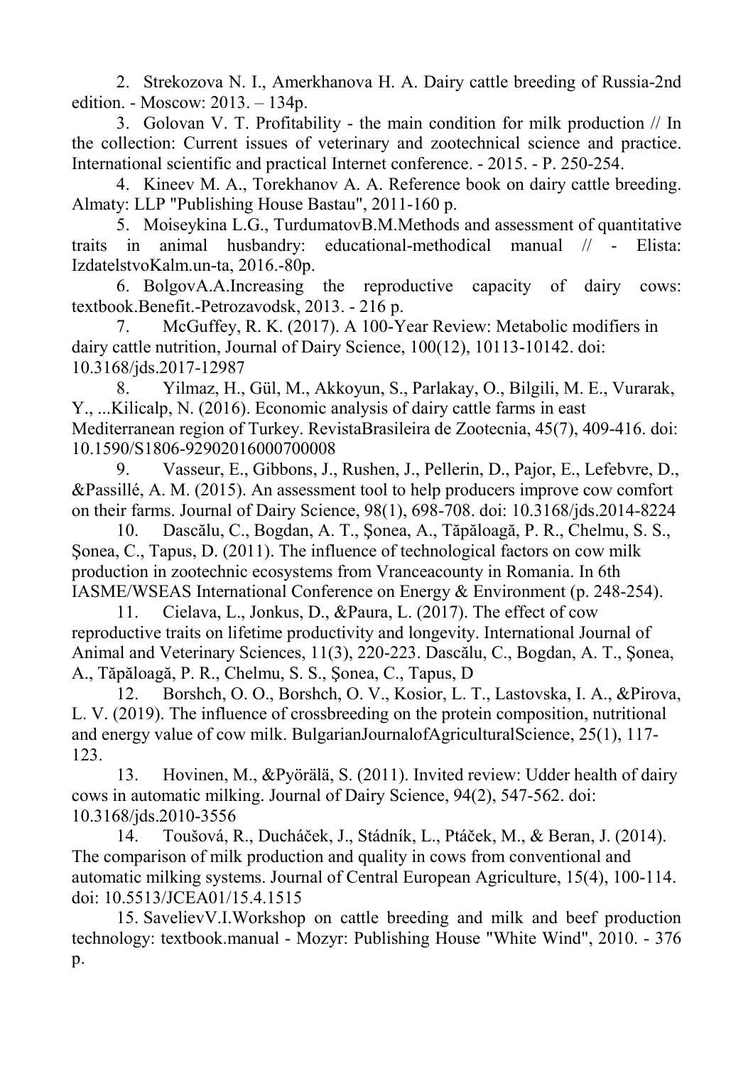2. Strekozova N. I., Amerkhanova H. A. Dairy cattle breeding of Russia-2nd edition. - Moscow: 2013. – 134p.

3. Golovan V. T. Profitability - the main condition for milk production // In the collection: Current issues of veterinary and zootechnical science and practice. International scientific and practical Internet conference. - 2015. - P. 250-254.

4. Kineev M. A., Torekhanov A. A. Reference book on dairy cattle breeding. Almaty: LLP "Publishing House Bastau", 2011-160 p.

5. Moiseykina L.G., TurdumatovB.M.Methods and assessment of quantitative traits in animal husbandry: educational-methodical manual // - Elista: IzdatelstvoKalm.un-ta, 2016.-80p.

6. BolgovA.A.Increasing the reproductive capacity of dairy cows: textbook.Benefit.-Petrozavodsk, 2013. - 216 p.

7. McGuffey, R. K. (2017). A 100-Year Review: Metabolic modifiers in dairy cattle nutrition, Journal of Dairy Science, 100(12), 10113-10142. doi: 10.3168/jds.2017-12987

8. Yilmaz, H., Gül, M., Akkoyun, S., Parlakay, O., Bilgili, M. E., Vurarak, Y., ...Kilicalp, N. (2016). Economic analysis of dairy cattle farms in east Mediterranean region of Turkey. RevistaBrasileira de Zootecnia, 45(7), 409-416. doi: 10.1590/S1806-92902016000700008

9. Vasseur, E., Gibbons, J., Rushen, J., Pellerin, D., Pajor, E., Lefebvre, D., &Passillé, A. M. (2015). An assessment tool to help producers improve cow comfort on their farms. Journal of Dairy Science, 98(1), 698-708. doi: 10.3168/jds.2014-8224

10. Dascălu, C., Bogdan, A. T., Şonea, A., Tăpăloagă, P. R., Chelmu, S. S., Şonea, C., Tapus, D. (2011). The influence of technological factors on cow milk production in zootechnic ecosystems from Vranceacounty in Romania. In 6th IASME/WSEAS International Conference on Energy & Environment (p. 248-254).

11. Cielava, L., Jonkus, D., &Paura, L. (2017). The effect of cow reproductive traits on lifetime productivity and longevity. International Journal of Animal and Veterinary Sciences, 11(3), 220-223. Dascălu, C., Bogdan, A. T., Şonea, A., Tăpăloagă, P. R., Chelmu, S. S., Şonea, C., Tapus, D

12. Borshch, O. O., Borshch, O. V., Kosior, L. T., Lastovska, I. A., &Pirova, L. V. (2019). The influence of crossbreeding on the protein composition, nutritional and energy value of cow milk. BulgarianJournalofAgriculturalScience, 25(1), 117-123.

13. Hovinen, M., &Pyörälä, S. (2011). Invited review: Udder health of dairy cows in automatic milking. Journal of Dairy Science, 94(2), 547-562. doi: 10.3168/jds.2010-3556

14. Toušová, R., Ducháček, J., Stádník, L., Ptáček, M., & Beran, J. (2014). The comparison of milk production and quality in cows from conventional and automatic milking systems. Journal of Central European Agriculture, 15(4), 100-114. doi: 10.5513/JCEA01/15.4.1515

15. SavelievV.I.Workshop on cattle breeding and milk and beef production technology: textbook.manual - Mozyr: Publishing House "White Wind", 2010. - 376 p.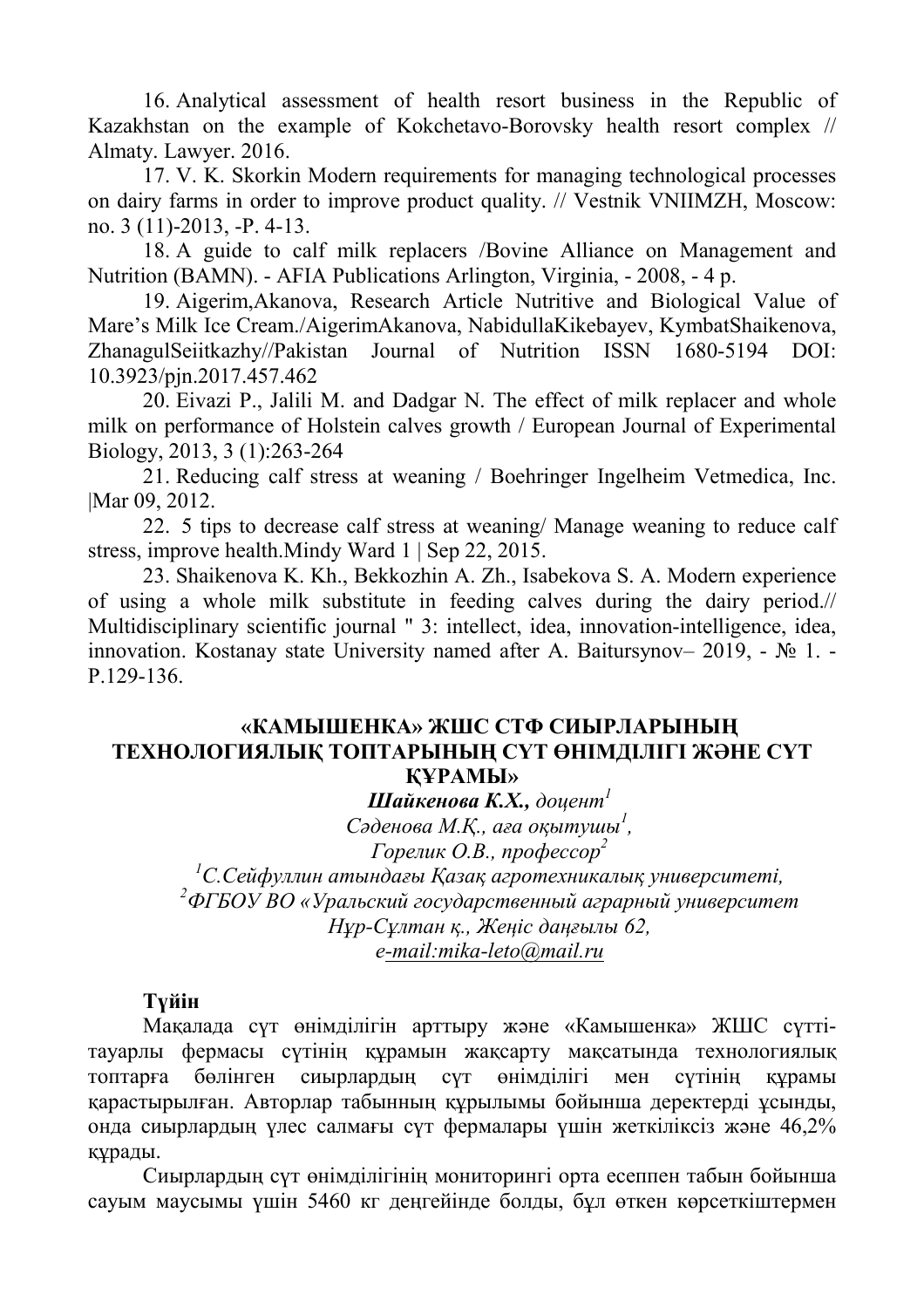16. Analytical assessment of health resort business in the Republic of Kazakhstan on the example of Kokchetavo-Borovsky health resort complex // Almaty. Lawyer. 2016.

17. V. K. Skorkin Modern requirements for managing technological processes on dairy farms in order to improve product quality. // Vestnik VNIIMZH, Moscow: no. 3 (11)-2013, -P. 4-13.

18. A guide to calf milk replacers /Bovine Alliance on Management and Nutrition (BAMN). - AFIA Publications Arlington, Virginia, - 2008, - 4 p.

19. Aigerim,Akanova, Research Article Nutritive and Biological Value of Mare's Milk Ice Cream./AigerimAkanova, NabidullaKikebayev, KymbatShaikenova, ZhanagulSeiitkazhy//Pakistan Journal of Nutrition ISSN 1680-5194 DOI: 10.3923/pjn.2017.457.462

20. Eivazi P., Jalili M. and Dadgar N. The effect of milk replacer and whole milk on performance of Holstein calves growth / European Journal of Experimental Biology, 2013, 3 (1):263-264

21. Reducing calf stress at weaning / Boehringer Ingelheim Vetmedica, Inc. |Mar 09, 2012.

22. 5 tips to decrease calf stress at weaning/ Manage weaning to reduce calf stress, improve health.Mindy Ward 1 | Sep 22, 2015.

23. Shaikenova K. Kh., Bekkozhin A. Zh., Isabekova S. A. Modern experience of using a whole milk substitute in feeding calves during the dairy period.// Multidisciplinary scientific journal " 3: intellect, idea, innovation-intelligence, idea, innovation. Kostanay state University named after A. Baitursynov– 2019, - № 1. - P.129-136.

## «КАМЫШЕНКА» ЖШС СТФ СИЫРЛАРЫНЫҢ ТЕХНОЛОГИЯЛЫҚ ТОПТАРЫНЫҢ СҮТ ӨНІМДІЛІГІ ЖӘНЕ СҮТ ҚҰРАМЫ»

***Шайкенова К.Х.****, доцент*[1]

*Сәденова М.Қ., аға оқытушы*[1],

*Горелик О.В., профессор*[2]

[1]*С.Сейфуллин атындағы Қазақ агротехникалық университеті,*

[2]*ФГБОУ ВО «Уральский государственный аграрный университет*

*Нұр-Сұлтан қ., Жеңіс даңғылы 62,*

*e-mail:mika-leto@mail.ru*

**Түйін**

Мақалада сүт өнімділігін арттыру және «Камышенка» ЖШС сүттi-тауарлы фермасы сүтінің құрамын жақсарту мақсатында технологиялық топтарға бөлінген сиырлардың сүт өнімділігі мен сүтінің құрамы қарастырылған. Авторлар табынның құрылымы бойынша деректерді ұсынды, онда сиырлардың үлес салмағы сүт фермалары үшін жеткіліксіз және 46,2% құрады.

Сиырлардың сүт өнімділігінің мониторингі орта есеппен табын бойынша сауым маусымы үшін 5460 кг деңгейінде болды, бұл өткен көрсеткіштермен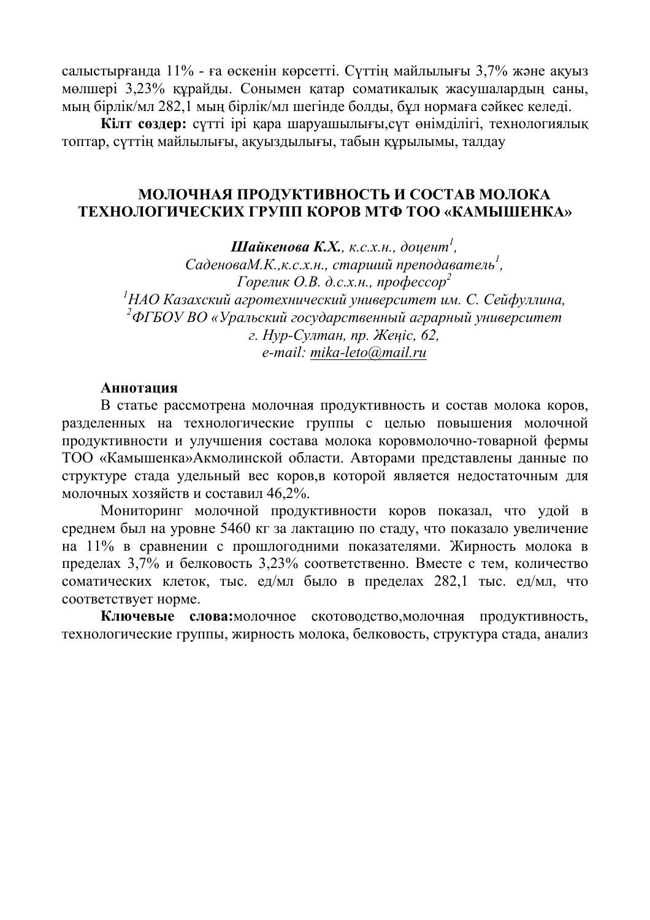салыстырғанда 11% - ға өскенін көрсетті. Сүттің майлылығы 3,7% және ақуыз мөлшері 3,23% құрайды. Сонымен қатар соматикалық жасушалардың саны, мың бірлік/мл 282,1 мың бірлік/мл шегінде болды, бұл нормаға сәйкес келеді.

**Кілт сөздер:** сүтті ірі қара шаруашылығы,сүт өнімділігі, технологиялық топтар, сүттің майлылығы, ақуыздылығы, табын құрылымы, талдау

## МОЛОЧНАЯ ПРОДУКТИВНОСТЬ И СОСТАВ МОЛОКА ТЕХНОЛОГИЧЕСКИХ ГРУПП КОРОВ МТФ ТОО «КАМЫШЕНКА»

***Шайкенова К.Х.**, к.с.х.н., доцент*[1],
*СаденоваМ.К.,к.с.х.н., старший преподаватель*[1],
*Горелик О.В. д.с.х.н., профессор*[2]
[1]*НАО Казахский агротехнический университет им. С. Сейфуллина,*
[2]*ФГБОУ ВО «Уральский государственный аграрный университет*
*г. Нур-Султан, пр. Жеңіс, 62,*
*e-mail: mika-leto@mail.ru*

**Аннотация**

В статье рассмотрена молочная продуктивность и состав молока коров, разделенных на технологические группы с целью повышения молочной продуктивности и улучшения состава молока коровмолочно-товарной фермы ТОО «Камышенка»Акмолинской области. Авторами представлены данные по структуре стада удельный вес коров,в которой является недостаточным для молочных хозяйств и составил 46,2%.

Мониторинг молочной продуктивности коров показал, что удой в среднем был на уровне 5460 кг за лактацию по стаду, что показало увеличение на 11% в сравнении с прошлогодними показателями. Жирность молока в пределах 3,7% и белковость 3,23% соответственно. Вместе с тем, количество соматических клеток, тыс. ед/мл было в пределах 282,1 тыс. ед/мл, что соответствует норме.

**Ключевые слова:**молочное скотоводство,молочная продуктивность, технологические группы, жирность молока, белковость, структура стада, анализ